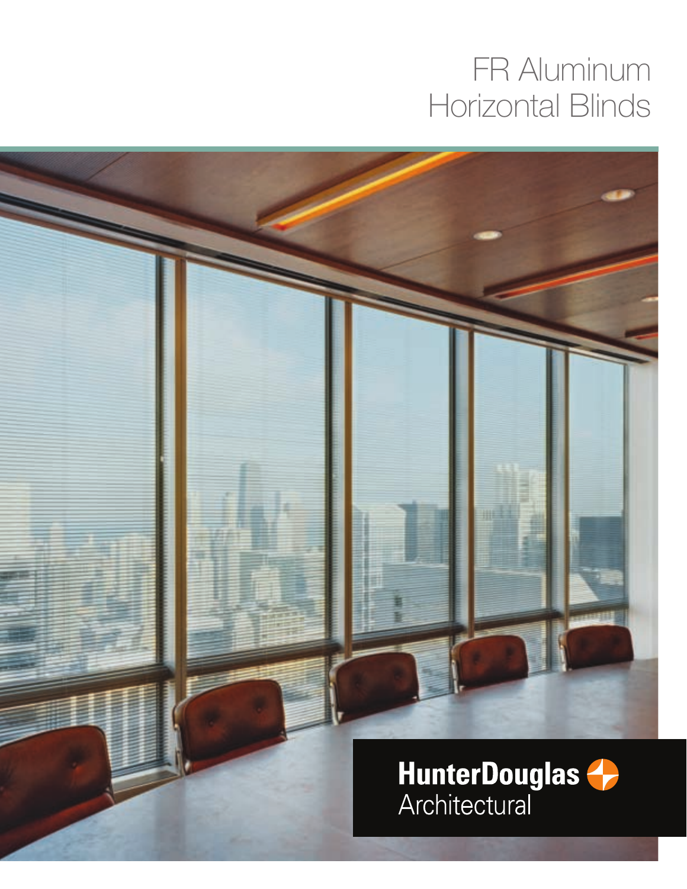# FR Aluminum Horizontal Blinds

**HunterDouglas**
Architectural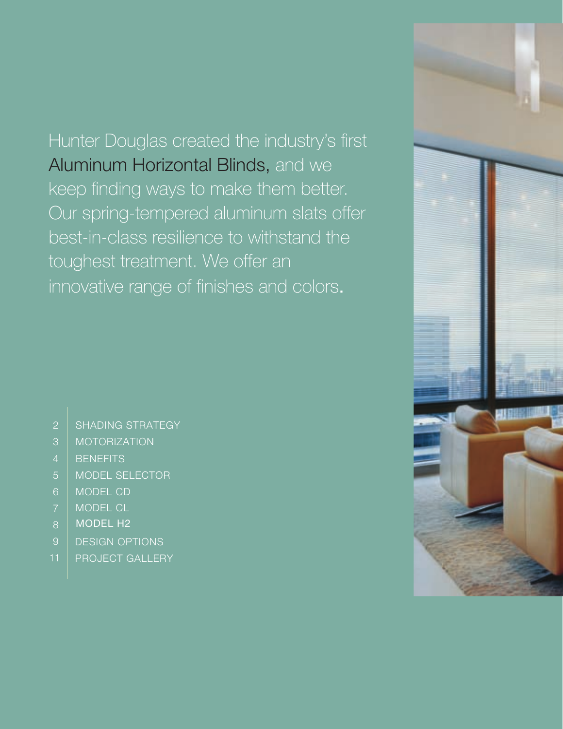Hunter Douglas created the industry's first **Aluminum Horizontal Blinds,** and we keep finding ways to make them better. Our spring-tempered aluminum slats offer best-in-class resilience to withstand the toughest treatment. We offer an innovative range of finishes and colors.

- 2 | SHADING STRATEGY
- 3 | MOTORIZATION
- 4 | BENEFITS
- 5 | MODEL SELECTOR
- 6 | MODEL CD
- 7 | MODEL CL
- 8 | MODEL H2
- 9 | DESIGN OPTIONS
- 11 | PROJECT GALLERY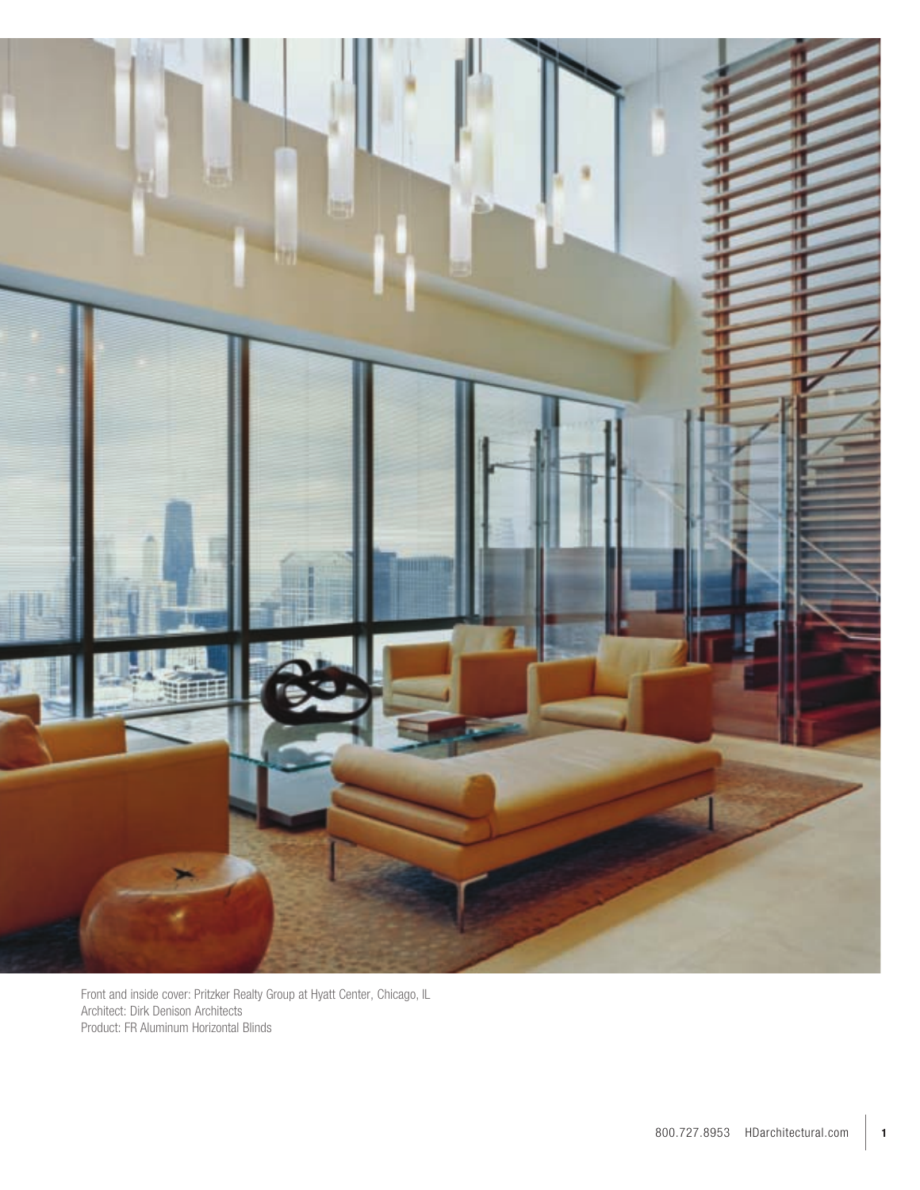Front and inside cover: Pritzker Realty Group at Hyatt Center, Chicago, IL
Architect: Dirk Denison Architects
Product: FR Aluminum Horizontal Blinds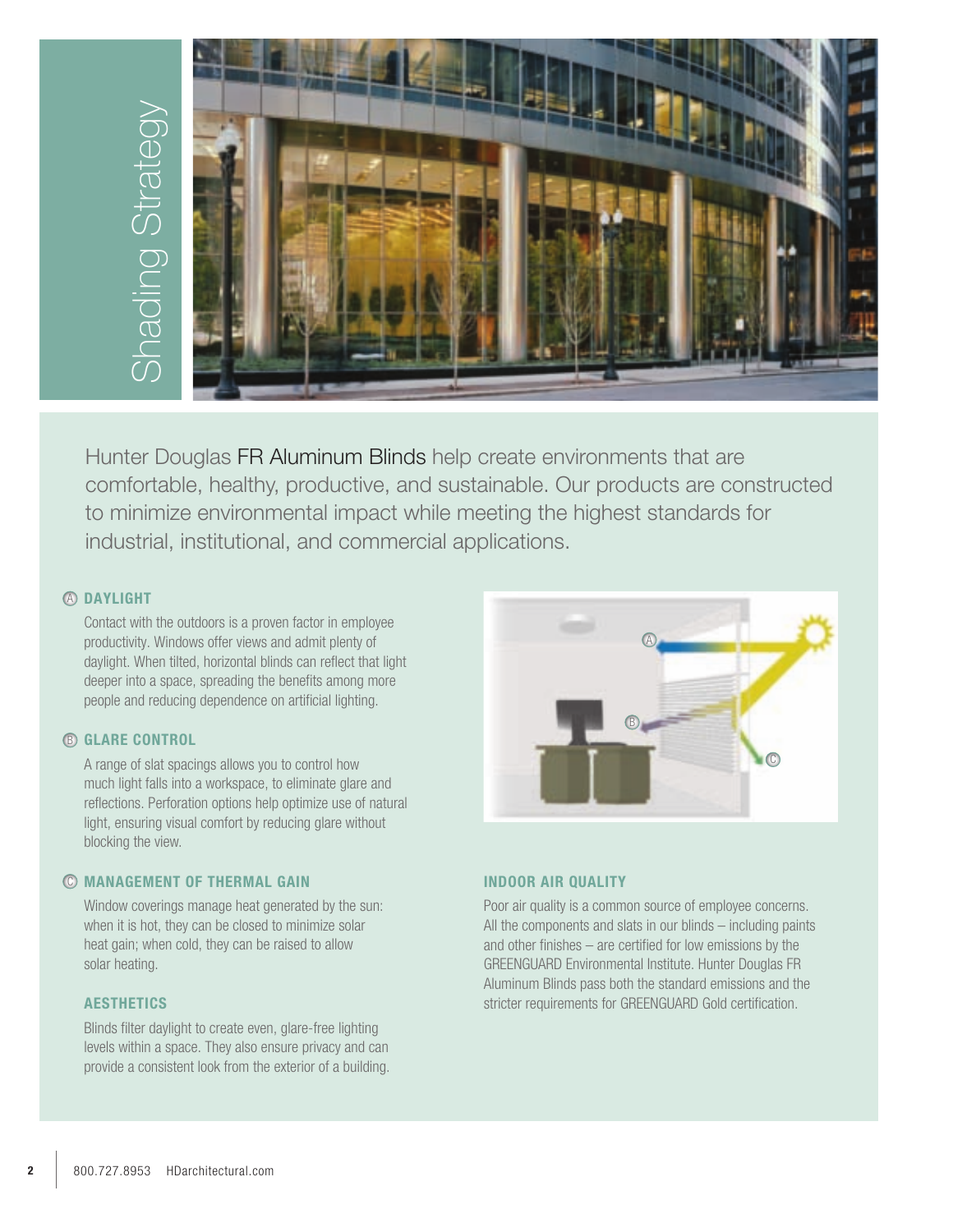# Shading Strategy

Hunter Douglas FR Aluminum Blinds help create environments that are comfortable, healthy, productive, and sustainable. Our products are constructed to minimize environmental impact while meeting the highest standards for industrial, institutional, and commercial applications.

### Ⓐ DAYLIGHT

Contact with the outdoors is a proven factor in employee productivity. Windows offer views and admit plenty of daylight. When tilted, horizontal blinds can reflect that light deeper into a space, spreading the benefits among more people and reducing dependence on artificial lighting.

### Ⓑ GLARE CONTROL

A range of slat spacings allows you to control how much light falls into a workspace, to eliminate glare and reflections. Perforation options help optimize use of natural light, ensuring visual comfort by reducing glare without blocking the view.

### Ⓒ MANAGEMENT OF THERMAL GAIN

Window coverings manage heat generated by the sun: when it is hot, they can be closed to minimize solar heat gain; when cold, they can be raised to allow solar heating.

### AESTHETICS

Blinds filter daylight to create even, glare-free lighting levels within a space. They also ensure privacy and can provide a consistent look from the exterior of a building.

### INDOOR AIR QUALITY

Poor air quality is a common source of employee concerns. All the components and slats in our blinds – including paints and other finishes – are certified for low emissions by the GREENGUARD Environmental Institute. Hunter Douglas FR Aluminum Blinds pass both the standard emissions and the stricter requirements for GREENGUARD Gold certification.

800.727.8953 HDarchitectural.com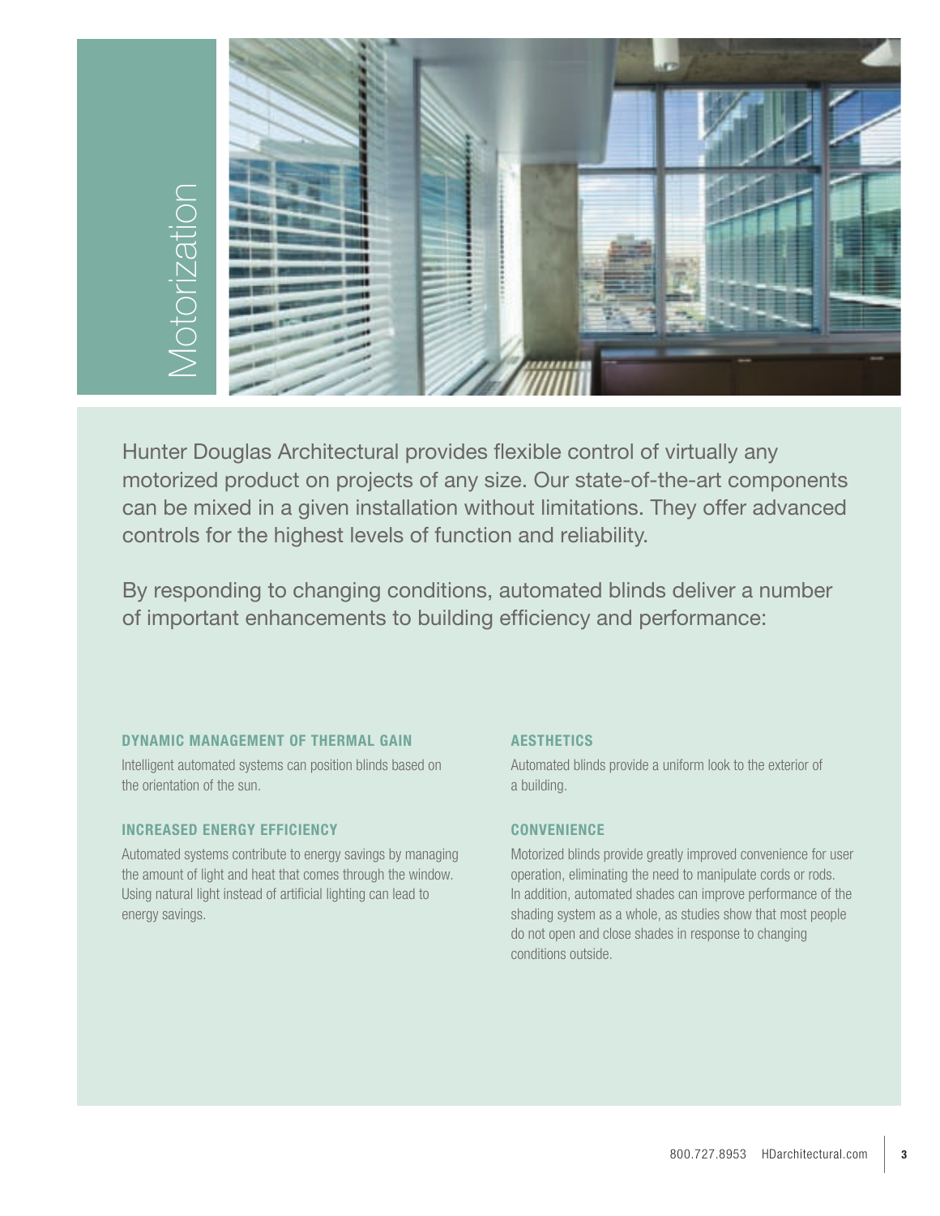# Motorization

Hunter Douglas Architectural provides flexible control of virtually any motorized product on projects of any size. Our state-of-the-art components can be mixed in a given installation without limitations. They offer advanced controls for the highest levels of function and reliability.

By responding to changing conditions, automated blinds deliver a number of important enhancements to building efficiency and performance:

### DYNAMIC MANAGEMENT OF THERMAL GAIN

Intelligent automated systems can position blinds based on the orientation of the sun.

### INCREASED ENERGY EFFICIENCY

Automated systems contribute to energy savings by managing the amount of light and heat that comes through the window. Using natural light instead of artificial lighting can lead to energy savings.

### AESTHETICS

Automated blinds provide a uniform look to the exterior of a building.

### CONVENIENCE

Motorized blinds provide greatly improved convenience for user operation, eliminating the need to manipulate cords or rods. In addition, automated shades can improve performance of the shading system as a whole, as studies show that most people do not open and close shades in response to changing conditions outside.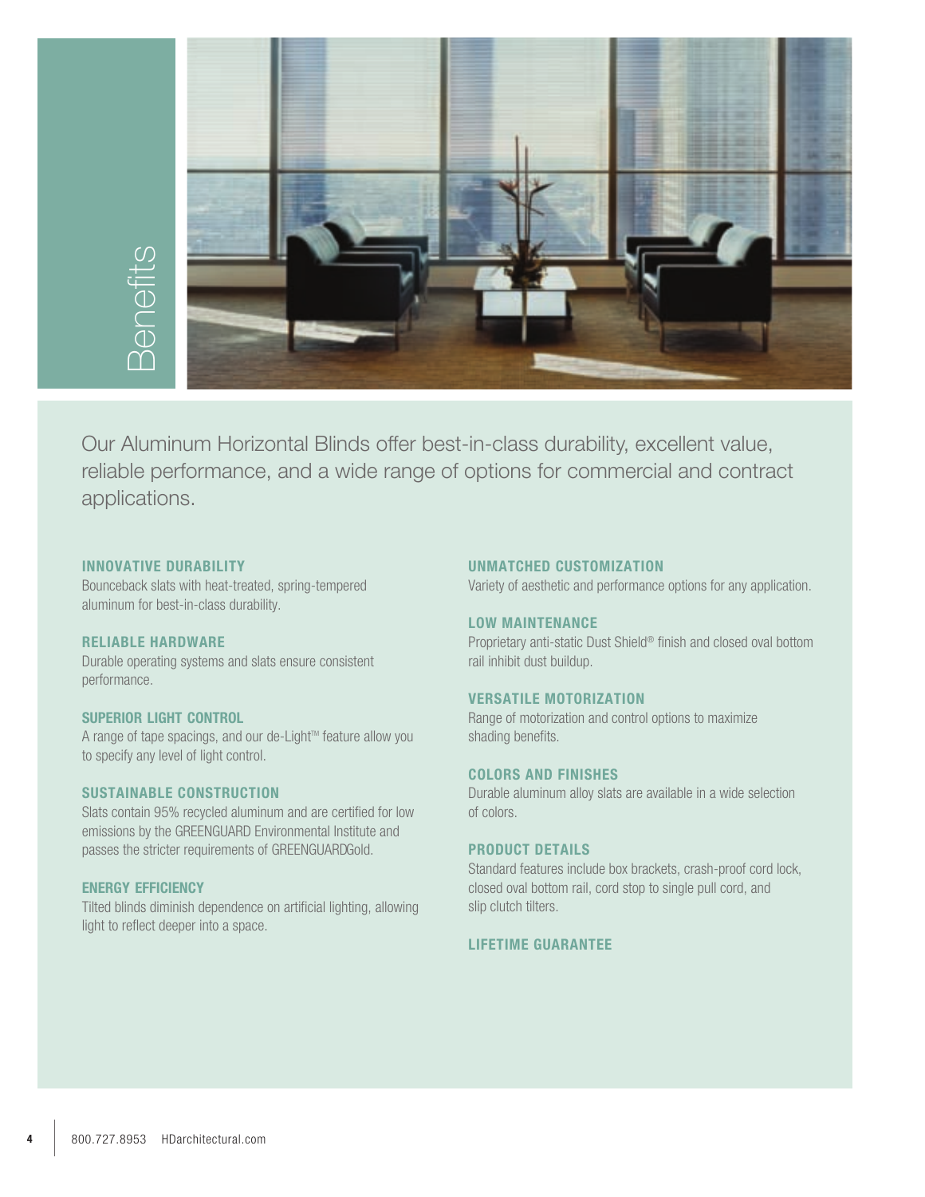# Benefits

Our Aluminum Horizontal Blinds offer best-in-class durability, excellent value, reliable performance, and a wide range of options for commercial and contract applications.

### INNOVATIVE DURABILITY

Bounceback slats with heat-treated, spring-tempered aluminum for best-in-class durability.

### RELIABLE HARDWARE

Durable operating systems and slats ensure consistent performance.

### SUPERIOR LIGHT CONTROL

A range of tape spacings, and our de-Light™ feature allow you to specify any level of light control.

### SUSTAINABLE CONSTRUCTION

Slats contain 95% recycled aluminum and are certified for low emissions by the GREENGUARD Environmental Institute and passes the stricter requirements of GREENGUARDGold.

### ENERGY EFFICIENCY

Tilted blinds diminish dependence on artificial lighting, allowing light to reflect deeper into a space.

### UNMATCHED CUSTOMIZATION

Variety of aesthetic and performance options for any application.

### LOW MAINTENANCE

Proprietary anti-static Dust Shield® finish and closed oval bottom rail inhibit dust buildup.

### VERSATILE MOTORIZATION

Range of motorization and control options to maximize shading benefits.

### COLORS AND FINISHES

Durable aluminum alloy slats are available in a wide selection of colors.

### PRODUCT DETAILS

Standard features include box brackets, crash-proof cord lock, closed oval bottom rail, cord stop to single pull cord, and slip clutch tilters.

### LIFETIME GUARANTEE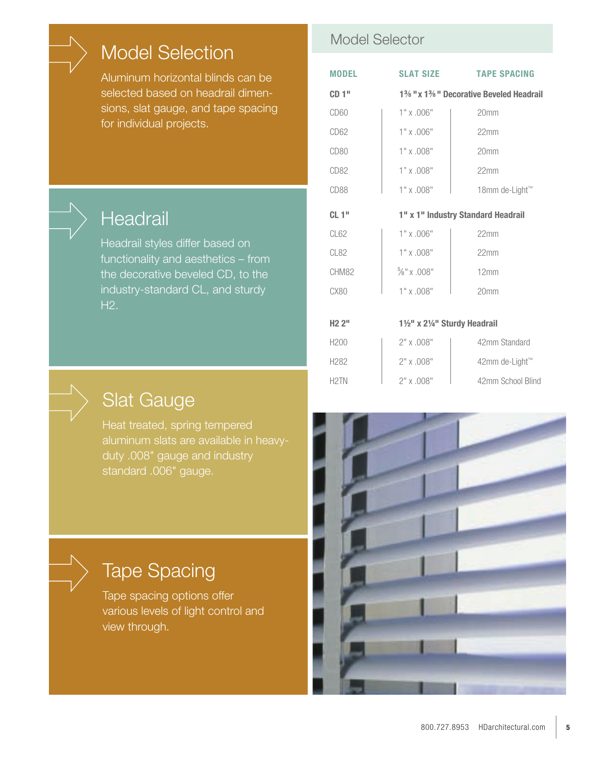## Model Selection

Aluminum horizontal blinds can be selected based on headrail dimensions, slat gauge, and tape spacing for individual projects.

## Headrail

Headrail styles differ based on functionality and aesthetics – from the decorative beveled CD, to the industry-standard CL, and sturdy H2.

## Slat Gauge

Heat treated, spring tempered aluminum slats are available in heavy-duty .008" gauge and industry standard .006" gauge.

## Tape Spacing

Tape spacing options offer various levels of light control and view through.

## Model Selector

| MODEL | SLAT SIZE | TAPE SPACING |
|---|---|---|
| **CD 1"** | **1⅜" x 1⅜" Decorative Beveled Headrail** | |
| CD60 | 1" x .006" | 20mm |
| CD62 | 1" x .006" | 22mm |
| CD80 | 1" x .008" | 20mm |
| CD82 | 1" x .008" | 22mm |
| CD88 | 1" x .008" | 18mm de-Light™ |
| **CL 1"** | **1" x 1" Industry Standard Headrail** | |
| CL62 | 1" x .006" | 22mm |
| CL82 | 1" x .008" | 22mm |
| CHM82 | ⅝" x .008" | 12mm |
| CX80 | 1" x .008" | 20mm |
| **H2 2"** | **1½" x 2¼" Sturdy Headrail** | |
| H200 | 2" x .008" | 42mm Standard |
| H282 | 2" x .008" | 42mm de-Light™ |
| H2TN | 2" x .008" | 42mm School Blind |

800.727.8953 HDarchitectural.com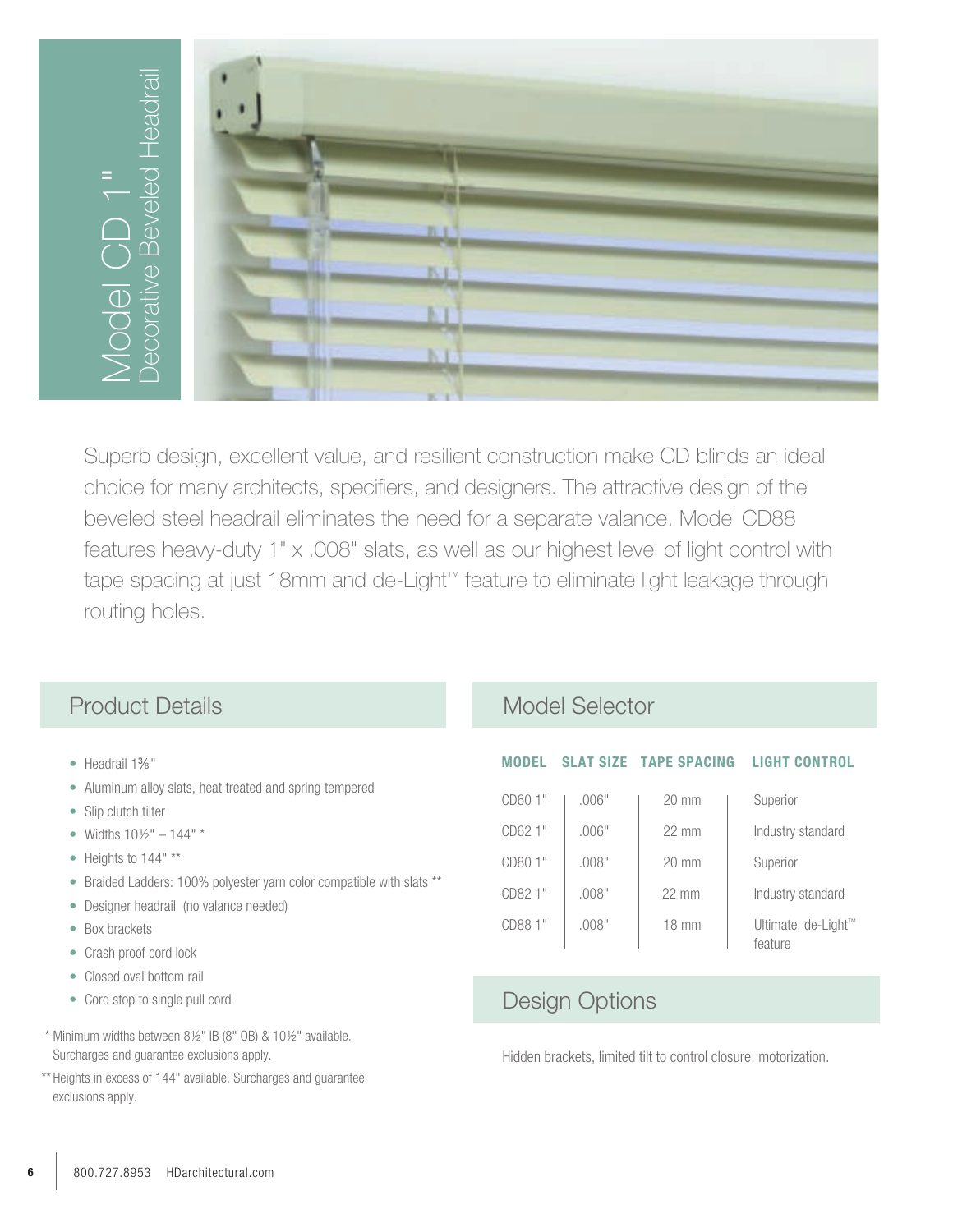# Model CD 1"

## Decorative Beveled Headrail

Superb design, excellent value, and resilient construction make CD blinds an ideal choice for many architects, specifiers, and designers. The attractive design of the beveled steel headrail eliminates the need for a separate valance. Model CD88 features heavy-duty 1" x .008" slats, as well as our highest level of light control with tape spacing at just 18mm and de-Light™ feature to eliminate light leakage through routing holes.

## Product Details

- Headrail 1⅜"
- Aluminum alloy slats, heat treated and spring tempered
- Slip clutch tilter
- Widths 10½" – 144" *
- Heights to 144" **
- Braided Ladders: 100% polyester yarn color compatible with slats **
- Designer headrail (no valance needed)
- Box brackets
- Crash proof cord lock
- Closed oval bottom rail
- Cord stop to single pull cord

* Minimum widths between 8½" IB (8" OB) & 10½" available. Surcharges and guarantee exclusions apply.

** Heights in excess of 144" available. Surcharges and guarantee exclusions apply.

## Model Selector

| MODEL | SLAT SIZE | TAPE SPACING | LIGHT CONTROL |
|---|---|---|---|
| CD60 1" | .006" | 20 mm | Superior |
| CD62 1" | .006" | 22 mm | Industry standard |
| CD80 1" | .008" | 20 mm | Superior |
| CD82 1" | .008" | 22 mm | Industry standard |
| CD88 1" | .008" | 18 mm | Ultimate, de-Light™ feature |

## Design Options

Hidden brackets, limited tilt to control closure, motorization.

800.727.8953 HDarchitectural.com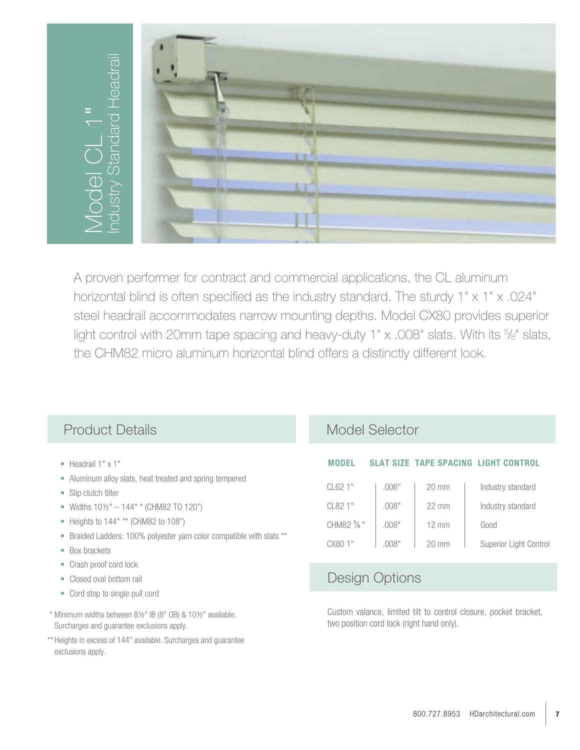# Model CL 1"

## Industry Standard Headrail

A proven performer for contract and commercial applications, the CL aluminum horizontal blind is often specified as the industry standard. The sturdy 1" x 1" x .024" steel headrail accommodates narrow mounting depths. Model CX80 provides superior light control with 20mm tape spacing and heavy-duty 1" x .008" slats. With its ⅝" slats, the CHM82 micro aluminum horizontal blind offers a distinctly different look.

## Product Details

- Headrail 1" x 1"
- Aluminum alloy slats, heat treated and spring tempered
- Slip clutch tilter
- Widths 10½" – 144" * (CHM82 TO 120")
- Heights to 144" ** (CHM82 to 108")
- Braided Ladders: 100% polyester yarn color compatible with slats **
- Box brackets
- Crash proof cord lock
- Closed oval bottom rail
- Cord stop to single pull cord

\* Minimum widths between 8½" IB (8" OB) & 10½" available. Surcharges and guarantee exclusions apply.

\** Heights in excess of 144" available. Surcharges and guarantee exclusions apply.

## Model Selector

| MODEL | SLAT SIZE | TAPE SPACING | LIGHT CONTROL |
|---|---|---|---|
| CL62 1" | .006" | 20 mm | Industry standard |
| CL82 1" | .008" | 22 mm | Industry standard |
| CHM82 ⅝" | .008" | 12 mm | Good |
| CX80 1" | .008" | 20 mm | Superior Light Control |

## Design Options

Custom valance, limited tilt to control closure, pocket bracket, two position cord lock (right hand only).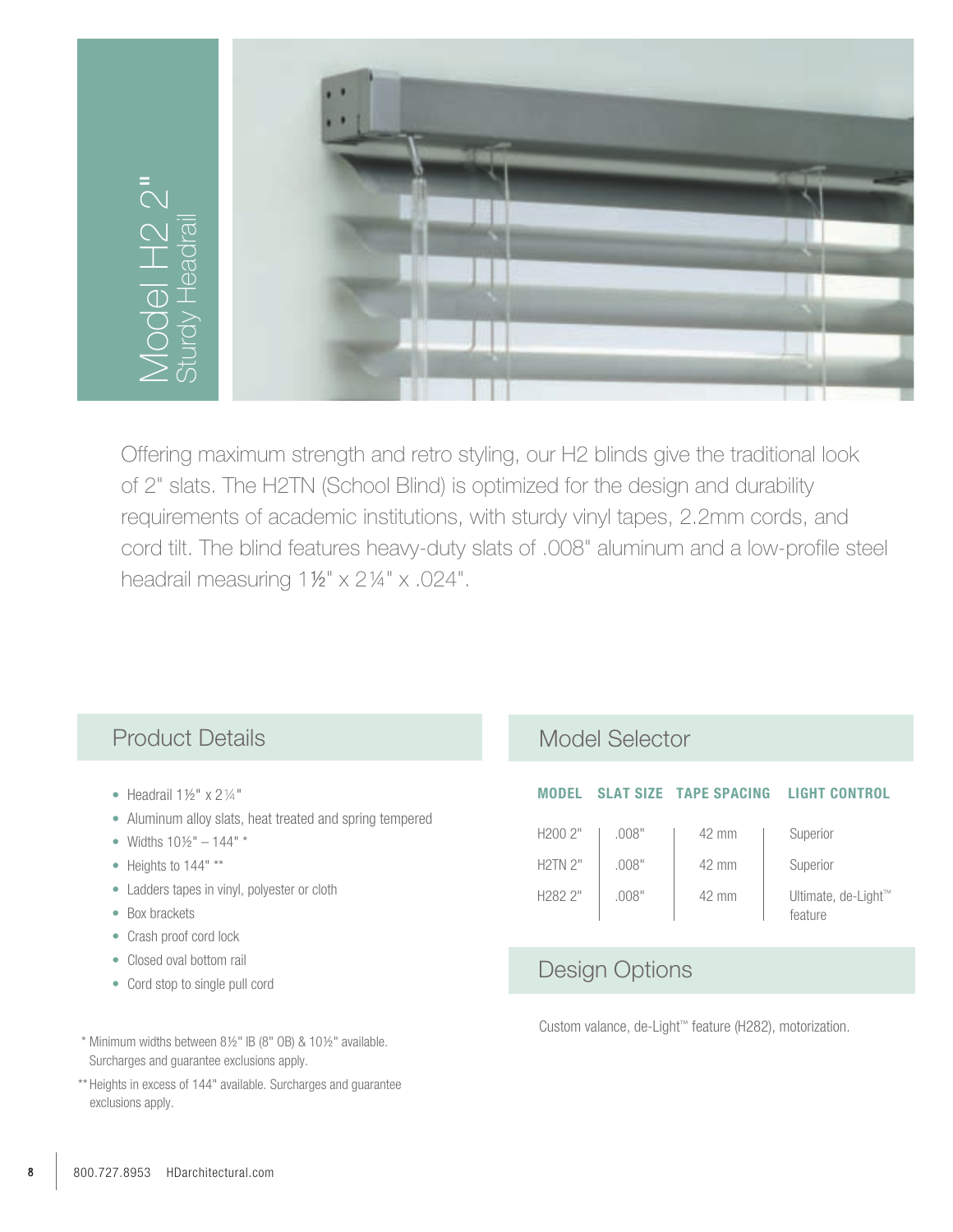# Model H2 2"

## Sturdy Headrail

Offering maximum strength and retro styling, our H2 blinds give the traditional look of 2" slats. The H2TN (School Blind) is optimized for the design and durability requirements of academic institutions, with sturdy vinyl tapes, 2.2mm cords, and cord tilt. The blind features heavy-duty slats of .008" aluminum and a low-profile steel headrail measuring 1½" x 2¼" x .024".

## Product Details

- Headrail 1½" x 2¼"
- Aluminum alloy slats, heat treated and spring tempered
- Widths 10½" – 144" *
- Heights to 144" **
- Ladders tapes in vinyl, polyester or cloth
- Box brackets
- Crash proof cord lock
- Closed oval bottom rail
- Cord stop to single pull cord

\* Minimum widths between 8½" IB (8" OB) & 10½" available. Surcharges and guarantee exclusions apply.

** Heights in excess of 144" available. Surcharges and guarantee exclusions apply.

## Model Selector

| MODEL | SLAT SIZE | TAPE SPACING | LIGHT CONTROL |
|---|---|---|---|
| H200 2" | .008" | 42 mm | Superior |
| H2TN 2" | .008" | 42 mm | Superior |
| H282 2" | .008" | 42 mm | Ultimate, de-Light™ feature |

## Design Options

Custom valance, de-Light™ feature (H282), motorization.

800.727.8953 HDarchitectural.com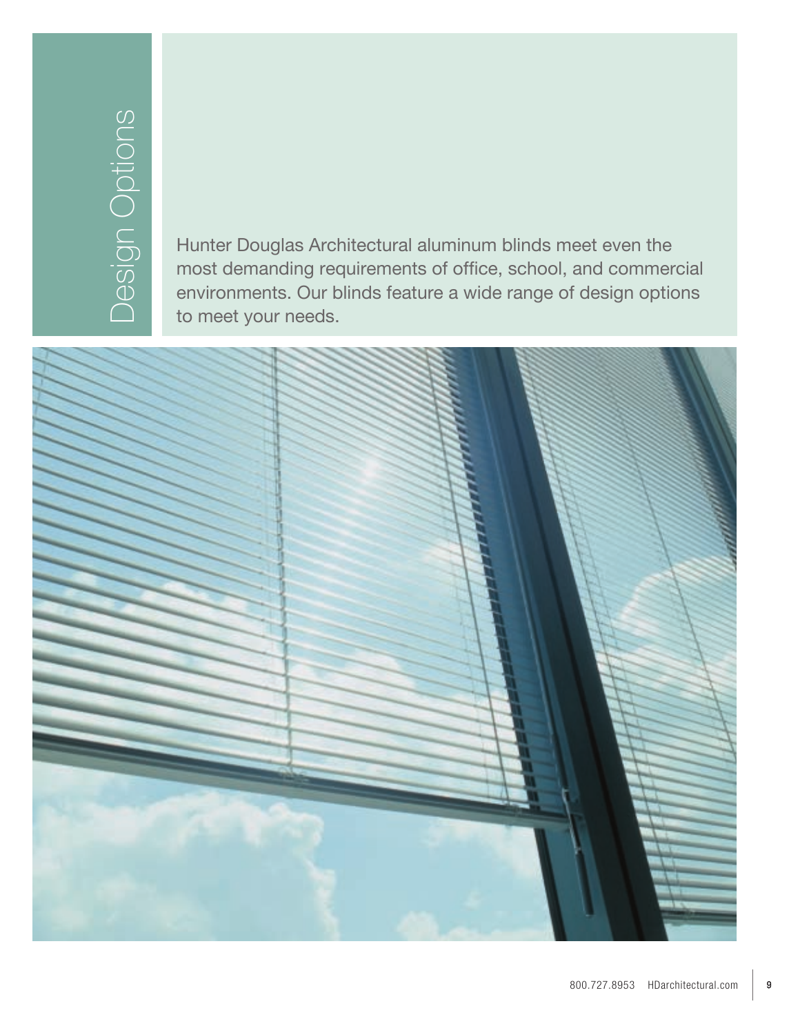# Design Options

Hunter Douglas Architectural aluminum blinds meet even the most demanding requirements of office, school, and commercial environments. Our blinds feature a wide range of design options to meet your needs.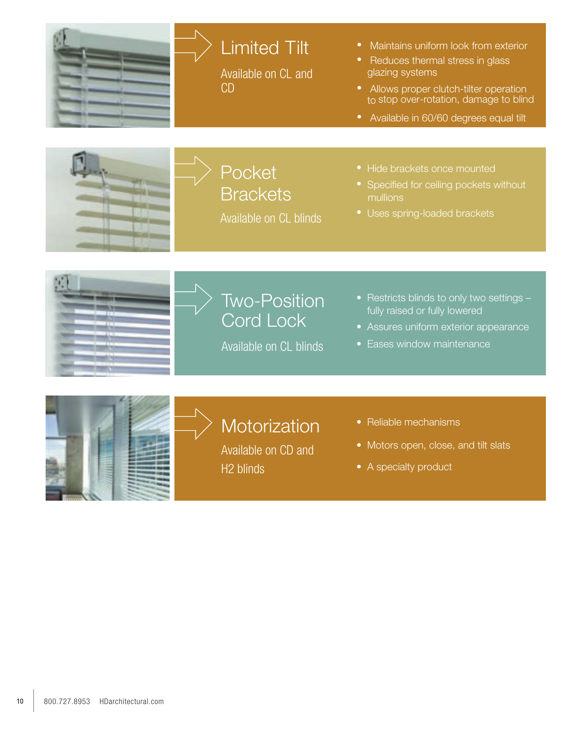## Limited Tilt

Available on CL and CD

- Maintains uniform look from exterior
- Reduces thermal stress in glass glazing systems
- Allows proper clutch-tilter operation to stop over-rotation, damage to blind
- Available in 60/60 degrees equal tilt

## Pocket Brackets

Available on CL blinds

- Hide brackets once mounted
- Specified for ceiling pockets without mullions
- Uses spring-loaded brackets

## Two-Position Cord Lock

Available on CL blinds

- Restricts blinds to only two settings – fully raised or fully lowered
- Assures uniform exterior appearance
- Eases window maintenance

## Motorization

Available on CD and H2 blinds

- Reliable mechanisms
- Motors open, close, and tilt slats
- A specialty product

800.727.8953 HDarchitectural.com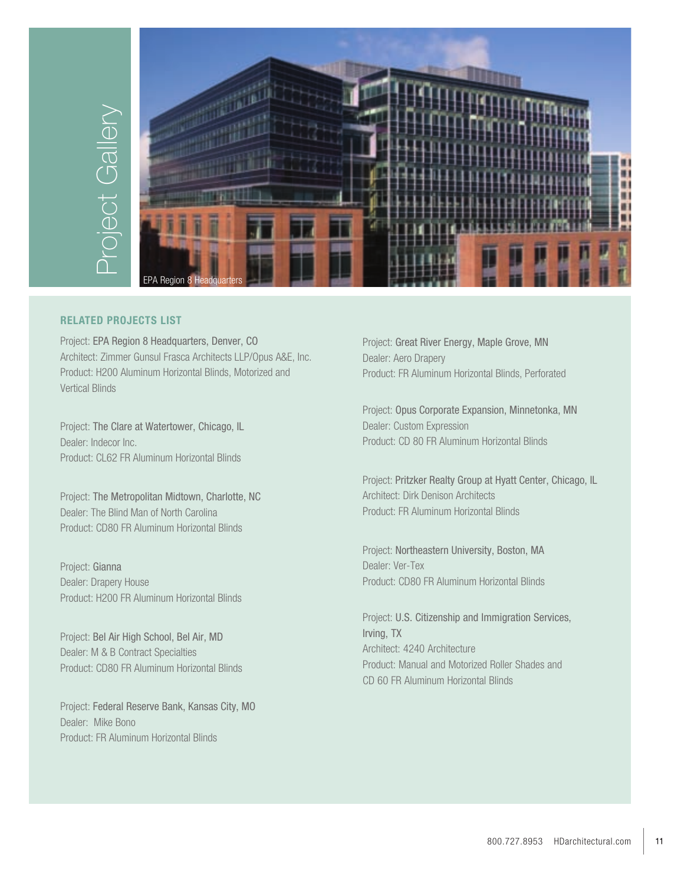# Project Gallery

EPA Region 8 Headquarters

## RELATED PROJECTS LIST

Project: EPA Region 8 Headquarters, Denver, CO
Architect: Zimmer Gunsul Frasca Architects LLP/Opus A&E, Inc.
Product: H200 Aluminum Horizontal Blinds, Motorized and Vertical Blinds

Project: The Clare at Watertower, Chicago, IL
Dealer: Indecor Inc.
Product: CL62 FR Aluminum Horizontal Blinds

Project: The Metropolitan Midtown, Charlotte, NC
Dealer: The Blind Man of North Carolina
Product: CD80 FR Aluminum Horizontal Blinds

Project: Gianna
Dealer: Drapery House
Product: H200 FR Aluminum Horizontal Blinds

Project: Bel Air High School, Bel Air, MD
Dealer: M & B Contract Specialties
Product: CD80 FR Aluminum Horizontal Blinds

Project: Federal Reserve Bank, Kansas City, MO
Dealer: Mike Bono
Product: FR Aluminum Horizontal Blinds

Project: Great River Energy, Maple Grove, MN
Dealer: Aero Drapery
Product: FR Aluminum Horizontal Blinds, Perforated

Project: Opus Corporate Expansion, Minnetonka, MN
Dealer: Custom Expression
Product: CD 80 FR Aluminum Horizontal Blinds

Project: Pritzker Realty Group at Hyatt Center, Chicago, IL
Architect: Dirk Denison Architects
Product: FR Aluminum Horizontal Blinds

Project: Northeastern University, Boston, MA
Dealer: Ver-Tex
Product: CD80 FR Aluminum Horizontal Blinds

Project: U.S. Citizenship and Immigration Services, Irving, TX
Architect: 4240 Architecture
Product: Manual and Motorized Roller Shades and CD 60 FR Aluminum Horizontal Blinds

800.727.8953 HDarchitectural.com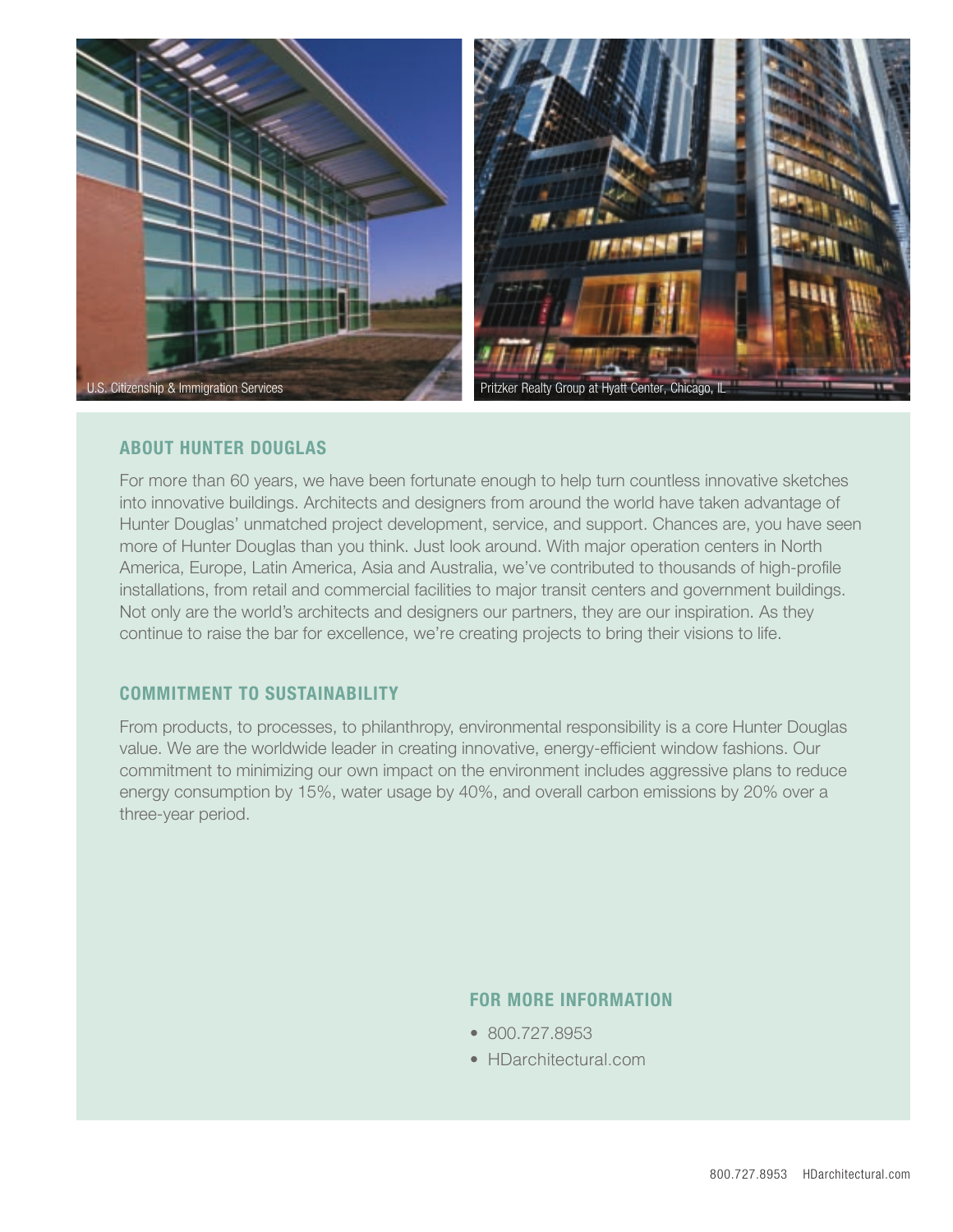U.S. Citizenship & Immigration Services

Pritzker Realty Group at Hyatt Center, Chicago, IL

## ABOUT HUNTER DOUGLAS

For more than 60 years, we have been fortunate enough to help turn countless innovative sketches into innovative buildings. Architects and designers from around the world have taken advantage of Hunter Douglas' unmatched project development, service, and support. Chances are, you have seen more of Hunter Douglas than you think. Just look around. With major operation centers in North America, Europe, Latin America, Asia and Australia, we've contributed to thousands of high-profile installations, from retail and commercial facilities to major transit centers and government buildings. Not only are the world's architects and designers our partners, they are our inspiration. As they continue to raise the bar for excellence, we're creating projects to bring their visions to life.

## COMMITMENT TO SUSTAINABILITY

From products, to processes, to philanthropy, environmental responsibility is a core Hunter Douglas value. We are the worldwide leader in creating innovative, energy-efficient window fashions. Our commitment to minimizing our own impact on the environment includes aggressive plans to reduce energy consumption by 15%, water usage by 40%, and overall carbon emissions by 20% over a three-year period.

## FOR MORE INFORMATION

- 800.727.8953
- HDarchitectural.com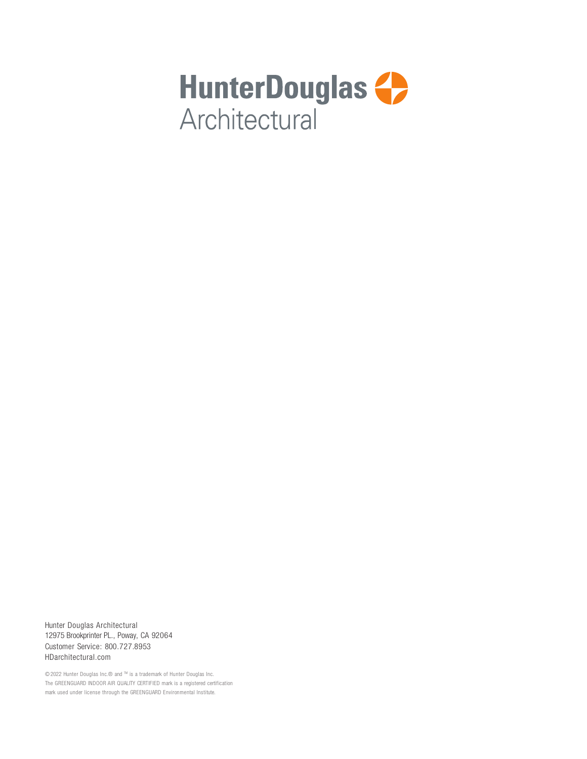# HunterDouglas Architectural

Hunter Douglas Architectural
12975 Brookprinter PL., Poway, CA 92064
Customer Service: 800.727.8953
HDarchitectural.com

© 2022 Hunter Douglas Inc.® and ™ is a trademark of Hunter Douglas Inc.
The GREENGUARD INDOOR AIR QUALITY CERTIFIED mark is a registered certification mark used under license through the GREENGUARD Environmental Institute.